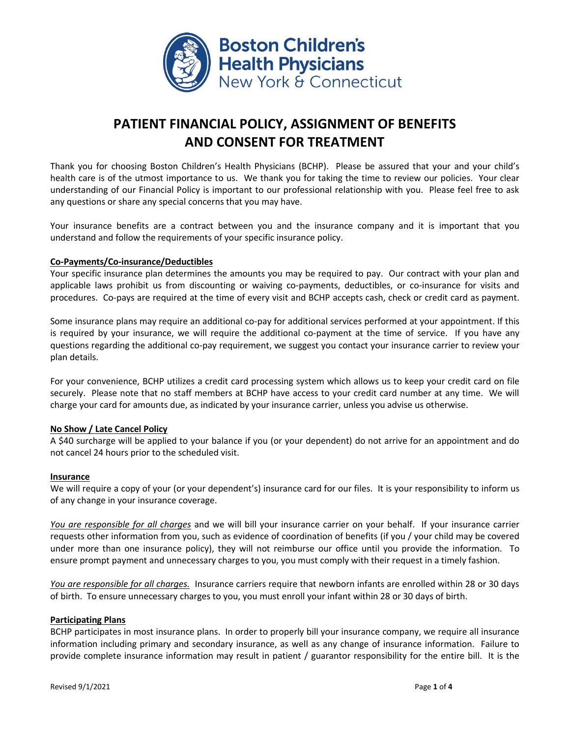Boston Children's Health Physicians
New York & Connecticut

# PATIENT FINANCIAL POLICY, ASSIGNMENT OF BENEFITS AND CONSENT FOR TREATMENT

Thank you for choosing Boston Children's Health Physicians (BCHP). Please be assured that your and your child's health care is of the utmost importance to us. We thank you for taking the time to review our policies. Your clear understanding of our Financial Policy is important to our professional relationship with you. Please feel free to ask any questions or share any special concerns that you may have.

Your insurance benefits are a contract between you and the insurance company and it is important that you understand and follow the requirements of your specific insurance policy.

**Co-Payments/Co-insurance/Deductibles**

Your specific insurance plan determines the amounts you may be required to pay. Our contract with your plan and applicable laws prohibit us from discounting or waiving co-payments, deductibles, or co-insurance for visits and procedures. Co-pays are required at the time of every visit and BCHP accepts cash, check or credit card as payment.

Some insurance plans may require an additional co-pay for additional services performed at your appointment. If this is required by your insurance, we will require the additional co-payment at the time of service. If you have any questions regarding the additional co-pay requirement, we suggest you contact your insurance carrier to review your plan details.

For your convenience, BCHP utilizes a credit card processing system which allows us to keep your credit card on file securely. Please note that no staff members at BCHP have access to your credit card number at any time. We will charge your card for amounts due, as indicated by your insurance carrier, unless you advise us otherwise.

**No Show / Late Cancel Policy**

A $40 surcharge will be applied to your balance if you (or your dependent) do not arrive for an appointment and do not cancel 24 hours prior to the scheduled visit.

**Insurance**

We will require a copy of your (or your dependent's) insurance card for our files. It is your responsibility to inform us of any change in your insurance coverage.

*You are responsible for all charges* and we will bill your insurance carrier on your behalf. If your insurance carrier requests other information from you, such as evidence of coordination of benefits (if you / your child may be covered under more than one insurance policy), they will not reimburse our office until you provide the information. To ensure prompt payment and unnecessary charges to you, you must comply with their request in a timely fashion.

*You are responsible for all charges.* Insurance carriers require that newborn infants are enrolled within 28 or 30 days of birth. To ensure unnecessary charges to you, you must enroll your infant within 28 or 30 days of birth.

**Participating Plans**

BCHP participates in most insurance plans. In order to properly bill your insurance company, we require all insurance information including primary and secondary insurance, as well as any change of insurance information. Failure to provide complete insurance information may result in patient / guarantor responsibility for the entire bill. It is the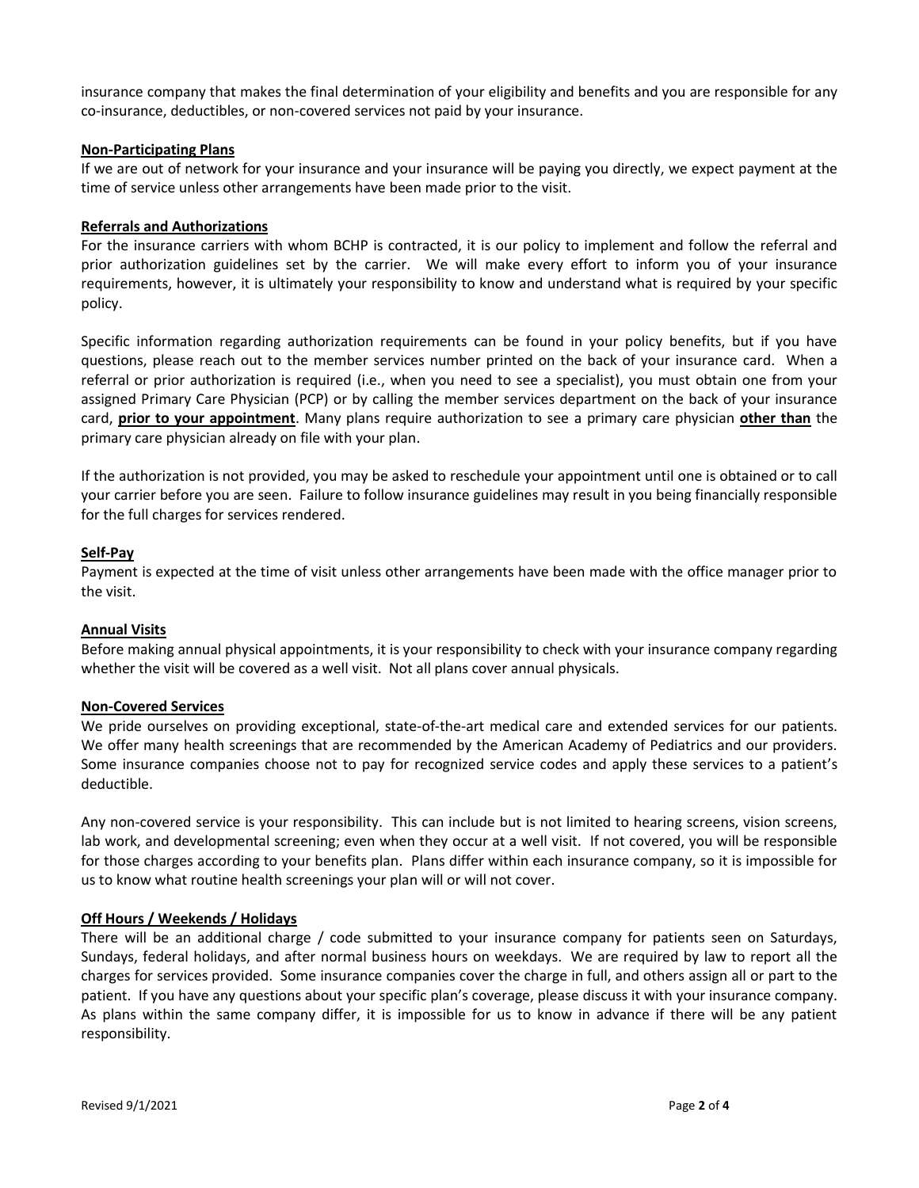insurance company that makes the final determination of your eligibility and benefits and you are responsible for any co-insurance, deductibles, or non-covered services not paid by your insurance.

**<u>Non-Participating Plans</u>**

If we are out of network for your insurance and your insurance will be paying you directly, we expect payment at the time of service unless other arrangements have been made prior to the visit.

**<u>Referrals and Authorizations</u>**

For the insurance carriers with whom BCHP is contracted, it is our policy to implement and follow the referral and prior authorization guidelines set by the carrier. We will make every effort to inform you of your insurance requirements, however, it is ultimately your responsibility to know and understand what is required by your specific policy.

Specific information regarding authorization requirements can be found in your policy benefits, but if you have questions, please reach out to the member services number printed on the back of your insurance card. When a referral or prior authorization is required (i.e., when you need to see a specialist), you must obtain one from your assigned Primary Care Physician (PCP) or by calling the member services department on the back of your insurance card, **<u>prior to your appointment</u>**. Many plans require authorization to see a primary care physician **<u>other than</u>** the primary care physician already on file with your plan.

If the authorization is not provided, you may be asked to reschedule your appointment until one is obtained or to call your carrier before you are seen. Failure to follow insurance guidelines may result in you being financially responsible for the full charges for services rendered.

**<u>Self-Pay</u>**

Payment is expected at the time of visit unless other arrangements have been made with the office manager prior to the visit.

**<u>Annual Visits</u>**

Before making annual physical appointments, it is your responsibility to check with your insurance company regarding whether the visit will be covered as a well visit. Not all plans cover annual physicals.

**<u>Non-Covered Services</u>**

We pride ourselves on providing exceptional, state-of-the-art medical care and extended services for our patients. We offer many health screenings that are recommended by the American Academy of Pediatrics and our providers. Some insurance companies choose not to pay for recognized service codes and apply these services to a patient's deductible.

Any non-covered service is your responsibility. This can include but is not limited to hearing screens, vision screens, lab work, and developmental screening; even when they occur at a well visit. If not covered, you will be responsible for those charges according to your benefits plan. Plans differ within each insurance company, so it is impossible for us to know what routine health screenings your plan will or will not cover.

**<u>Off Hours / Weekends / Holidays</u>**

There will be an additional charge / code submitted to your insurance company for patients seen on Saturdays, Sundays, federal holidays, and after normal business hours on weekdays. We are required by law to report all the charges for services provided. Some insurance companies cover the charge in full, and others assign all or part to the patient. If you have any questions about your specific plan's coverage, please discuss it with your insurance company. As plans within the same company differ, it is impossible for us to know in advance if there will be any patient responsibility.

Revised 9/1/2021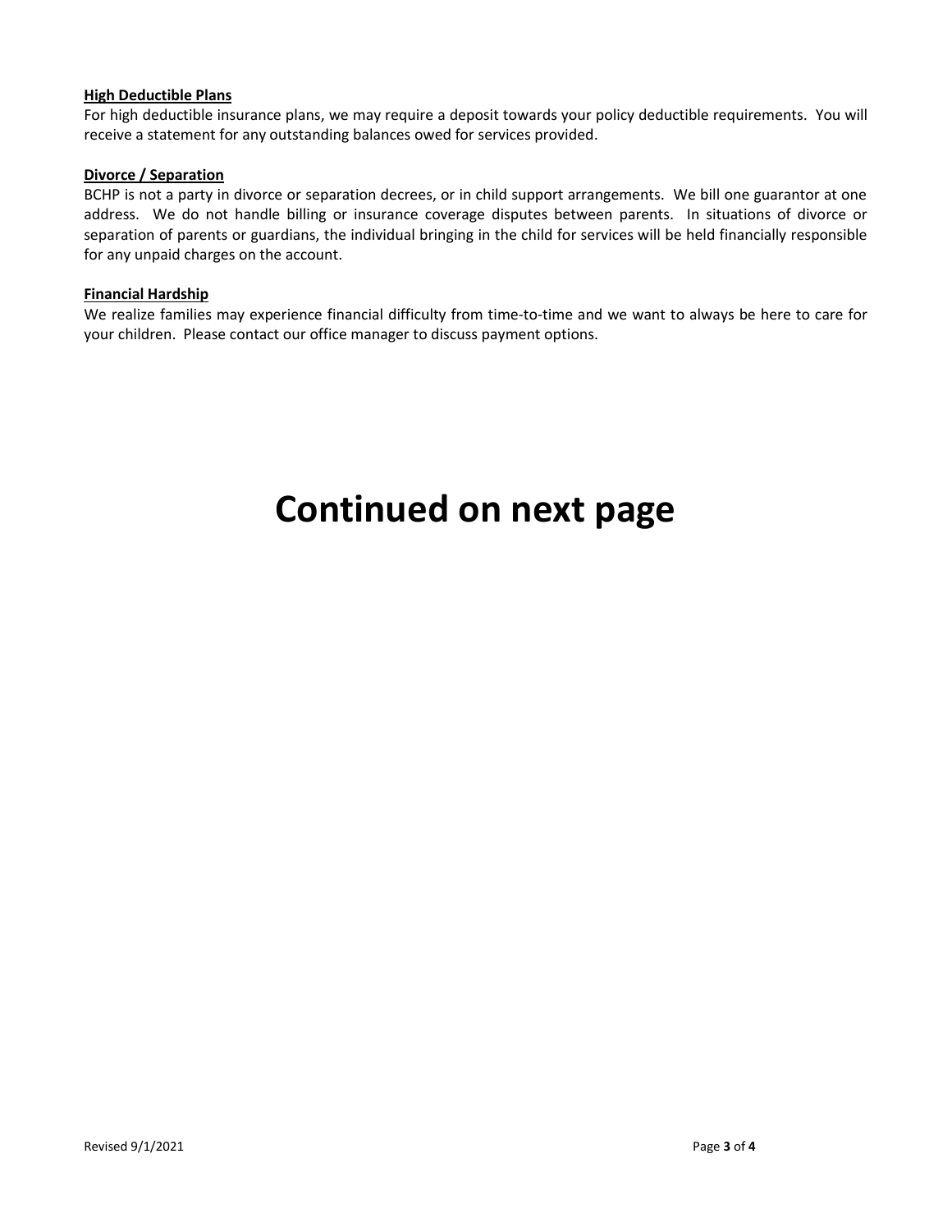**High Deductible Plans**

For high deductible insurance plans, we may require a deposit towards your policy deductible requirements. You will receive a statement for any outstanding balances owed for services provided.

**Divorce / Separation**

BCHP is not a party in divorce or separation decrees, or in child support arrangements. We bill one guarantor at one address. We do not handle billing or insurance coverage disputes between parents. In situations of divorce or separation of parents or guardians, the individual bringing in the child for services will be held financially responsible for any unpaid charges on the account.

**Financial Hardship**

We realize families may experience financial difficulty from time-to-time and we want to always be here to care for your children. Please contact our office manager to discuss payment options.

# Continued on next page

Revised 9/1/2021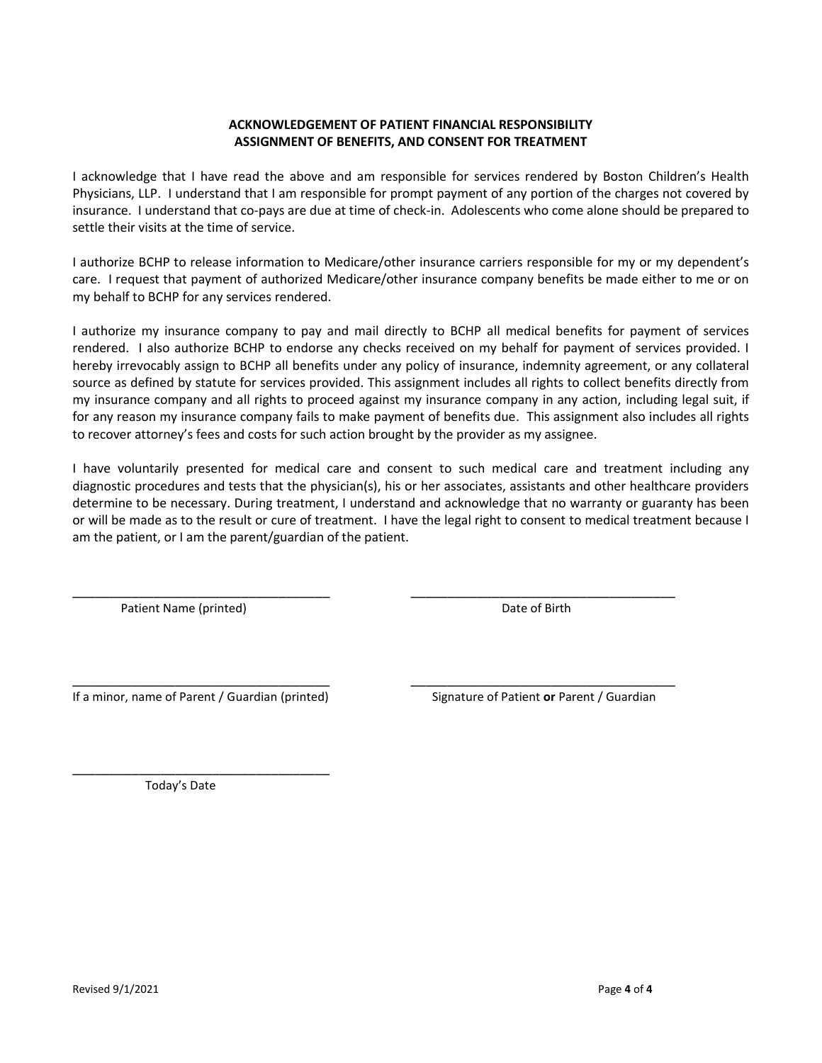**ACKNOWLEDGEMENT OF PATIENT FINANCIAL RESPONSIBILITY**
**ASSIGNMENT OF BENEFITS, AND CONSENT FOR TREATMENT**

I acknowledge that I have read the above and am responsible for services rendered by Boston Children's Health Physicians, LLP. I understand that I am responsible for prompt payment of any portion of the charges not covered by insurance. I understand that co-pays are due at time of check-in. Adolescents who come alone should be prepared to settle their visits at the time of service.

I authorize BCHP to release information to Medicare/other insurance carriers responsible for my or my dependent's care. I request that payment of authorized Medicare/other insurance company benefits be made either to me or on my behalf to BCHP for any services rendered.

I authorize my insurance company to pay and mail directly to BCHP all medical benefits for payment of services rendered. I also authorize BCHP to endorse any checks received on my behalf for payment of services provided. I hereby irrevocably assign to BCHP all benefits under any policy of insurance, indemnity agreement, or any collateral source as defined by statute for services provided. This assignment includes all rights to collect benefits directly from my insurance company and all rights to proceed against my insurance company in any action, including legal suit, if for any reason my insurance company fails to make payment of benefits due. This assignment also includes all rights to recover attorney's fees and costs for such action brought by the provider as my assignee.

I have voluntarily presented for medical care and consent to such medical care and treatment including any diagnostic procedures and tests that the physician(s), his or her associates, assistants and other healthcare providers determine to be necessary. During treatment, I understand and acknowledge that no warranty or guaranty has been or will be made as to the result or cure of treatment. I have the legal right to consent to medical treatment because I am the patient, or I am the parent/guardian of the patient.

\_\_\_\_\_\_\_\_\_\_\_\_\_\_\_\_\_\_\_\_\_\_\_\_\_\_\_\_\_\_\_\_\_\_\_\_\_\_
Patient Name (printed)

\_\_\_\_\_\_\_\_\_\_\_\_\_\_\_\_\_\_\_\_\_\_\_\_\_\_\_\_\_\_\_\_\_\_\_\_\_\_
Date of Birth

\_\_\_\_\_\_\_\_\_\_\_\_\_\_\_\_\_\_\_\_\_\_\_\_\_\_\_\_\_\_\_\_\_\_\_\_\_\_
If a minor, name of Parent / Guardian (printed)

\_\_\_\_\_\_\_\_\_\_\_\_\_\_\_\_\_\_\_\_\_\_\_\_\_\_\_\_\_\_\_\_\_\_\_\_\_\_
Signature of Patient **or** Parent / Guardian

\_\_\_\_\_\_\_\_\_\_\_\_\_\_\_\_\_\_\_\_\_\_\_\_\_\_\_\_\_\_\_\_\_\_\_\_\_\_
Today's Date

Revised 9/1/2021